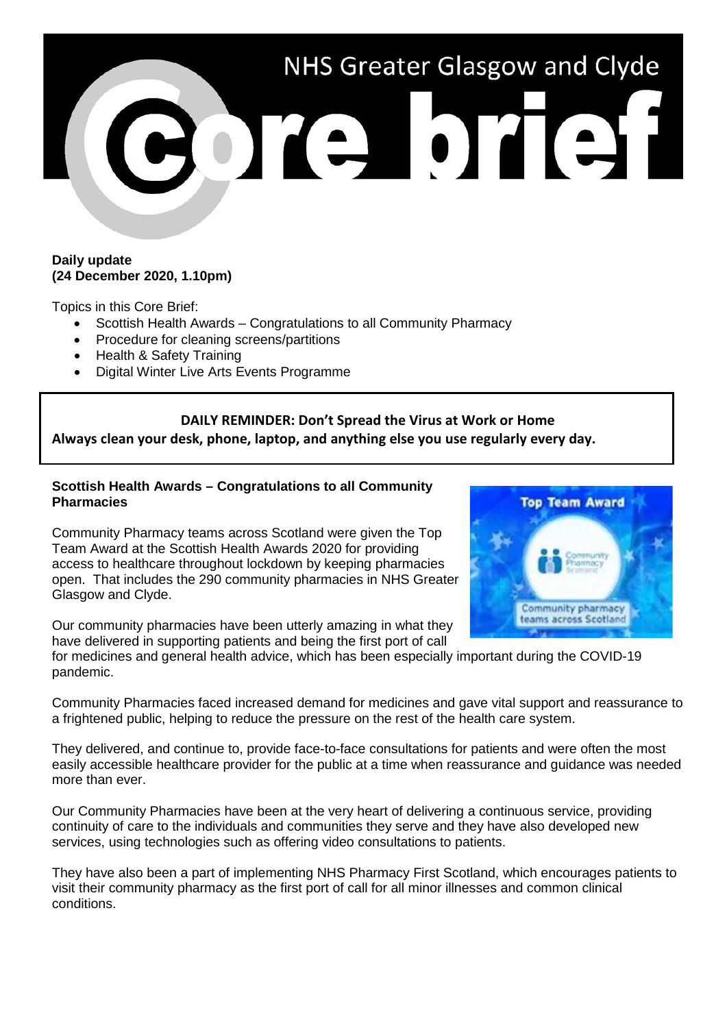# NHS Greater Glasgow and Clyde Core brief

**Daily update**
**(24 December 2020, 1.10pm)**

Topics in this Core Brief:

- Scottish Health Awards – Congratulations to all Community Pharmacy
- Procedure for cleaning screens/partitions
- Health & Safety Training
- Digital Winter Live Arts Events Programme

**DAILY REMINDER: Don't Spread the Virus at Work or Home**
**Always clean your desk, phone, laptop, and anything else you use regularly every day.**

## Scottish Health Awards – Congratulations to all Community Pharmacies

Community Pharmacy teams across Scotland were given the Top Team Award at the Scottish Health Awards 2020 for providing access to healthcare throughout lockdown by keeping pharmacies open. That includes the 290 community pharmacies in NHS Greater Glasgow and Clyde.

Our community pharmacies have been utterly amazing in what they have delivered in supporting patients and being the first port of call for medicines and general health advice, which has been especially important during the COVID-19 pandemic.

Community Pharmacies faced increased demand for medicines and gave vital support and reassurance to a frightened public, helping to reduce the pressure on the rest of the health care system.

They delivered, and continue to, provide face-to-face consultations for patients and were often the most easily accessible healthcare provider for the public at a time when reassurance and guidance was needed more than ever.

Our Community Pharmacies have been at the very heart of delivering a continuous service, providing continuity of care to the individuals and communities they serve and they have also developed new services, using technologies such as offering video consultations to patients.

They have also been a part of implementing NHS Pharmacy First Scotland, which encourages patients to visit their community pharmacy as the first port of call for all minor illnesses and common clinical conditions.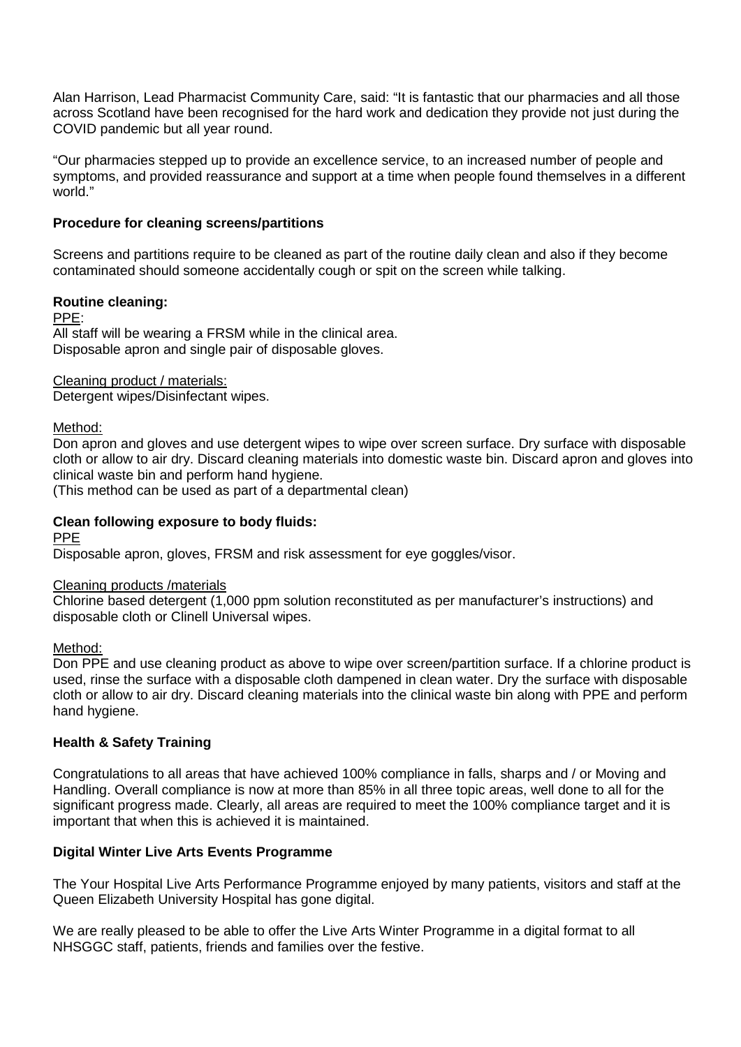Alan Harrison, Lead Pharmacist Community Care, said: "It is fantastic that our pharmacies and all those across Scotland have been recognised for the hard work and dedication they provide not just during the COVID pandemic but all year round.

"Our pharmacies stepped up to provide an excellence service, to an increased number of people and symptoms, and provided reassurance and support at a time when people found themselves in a different world."

**Procedure for cleaning screens/partitions**

Screens and partitions require to be cleaned as part of the routine daily clean and also if they become contaminated should someone accidentally cough or spit on the screen while talking.

**Routine cleaning:**

PPE:
All staff will be wearing a FRSM while in the clinical area.
Disposable apron and single pair of disposable gloves.

Cleaning product / materials:
Detergent wipes/Disinfectant wipes.

Method:
Don apron and gloves and use detergent wipes to wipe over screen surface. Dry surface with disposable cloth or allow to air dry. Discard cleaning materials into domestic waste bin. Discard apron and gloves into clinical waste bin and perform hand hygiene.
(This method can be used as part of a departmental clean)

**Clean following exposure to body fluids:**

PPE
Disposable apron, gloves, FRSM and risk assessment for eye goggles/visor.

Cleaning products /materials
Chlorine based detergent (1,000 ppm solution reconstituted as per manufacturer's instructions) and disposable cloth or Clinell Universal wipes.

Method:
Don PPE and use cleaning product as above to wipe over screen/partition surface. If a chlorine product is used, rinse the surface with a disposable cloth dampened in clean water. Dry the surface with disposable cloth or allow to air dry. Discard cleaning materials into the clinical waste bin along with PPE and perform hand hygiene.

**Health & Safety Training**

Congratulations to all areas that have achieved 100% compliance in falls, sharps and / or Moving and Handling. Overall compliance is now at more than 85% in all three topic areas, well done to all for the significant progress made. Clearly, all areas are required to meet the 100% compliance target and it is important that when this is achieved it is maintained.

**Digital Winter Live Arts Events Programme**

The Your Hospital Live Arts Performance Programme enjoyed by many patients, visitors and staff at the Queen Elizabeth University Hospital has gone digital.

We are really pleased to be able to offer the Live Arts Winter Programme in a digital format to all NHSGGC staff, patients, friends and families over the festive.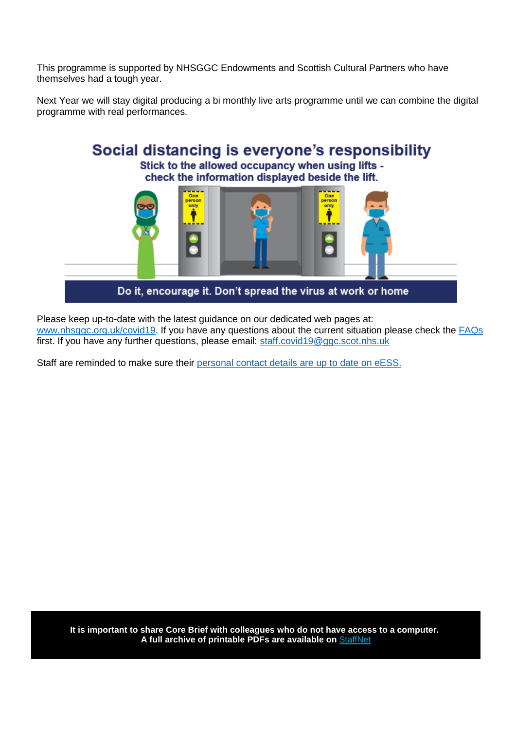This programme is supported by NHSGGC Endowments and Scottish Cultural Partners who have themselves had a tough year.

Next Year we will stay digital producing a bi monthly live arts programme until we can combine the digital programme with real performances.

**Social distancing is everyone's responsibility**

**Stick to the allowed occupancy when using lifts - check the information displayed beside the lift.**

One person only

One person only

**Do it, encourage it. Don't spread the virus at work or home**

Please keep up-to-date with the latest guidance on our dedicated web pages at: [www.nhsggc.org.uk/covid19](www.nhsggc.org.uk/covid19). If you have any questions about the current situation please check the [FAQs](FAQs) first. If you have any further questions, please email: [staff.covid19@ggc.scot.nhs.uk](mailto:staff.covid19@ggc.scot.nhs.uk)

Staff are reminded to make sure their [personal contact details are up to date on eESS.](personal contact details are up to date on eESS.)

**It is important to share Core Brief with colleagues who do not have access to a computer.**
**A full archive of printable PDFs are available on [StaffNet](StaffNet)**